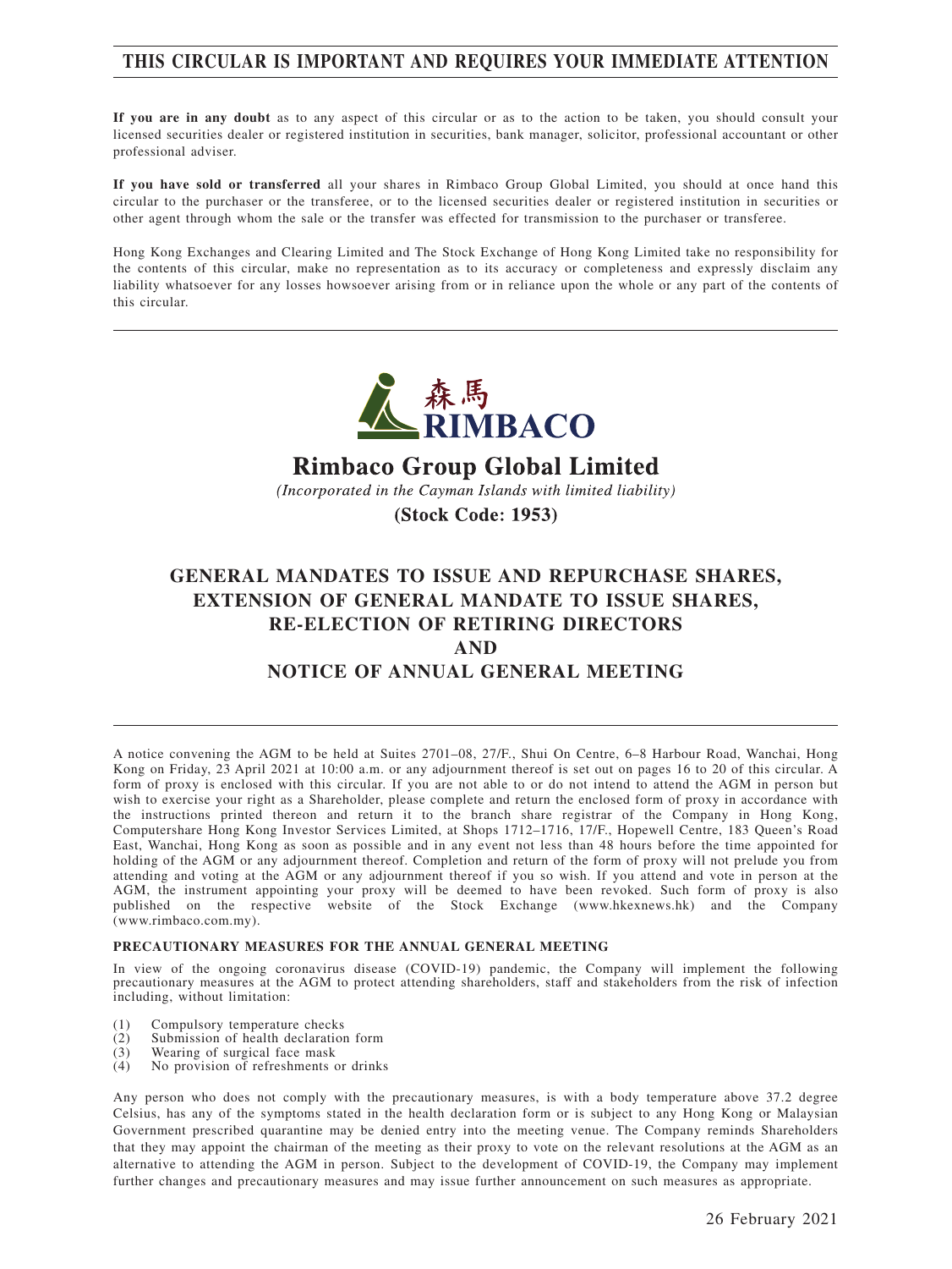# THIS CIRCULAR IS IMPORTANT AND REQUIRES YOUR IMMEDIATE ATTENTION

**If you are in any doubt** as to any aspect of this circular or as to the action to be taken, you should consult your licensed securities dealer or registered institution in securities, bank manager, solicitor, professional accountant or other professional adviser.

**If you have sold or transferred** all your shares in Rimbaco Group Global Limited, you should at once hand this circular to the purchaser or the transferee, or to the licensed securities dealer or registered institution in securities or other agent through whom the sale or the transfer was effected for transmission to the purchaser or transferee.

Hong Kong Exchanges and Clearing Limited and The Stock Exchange of Hong Kong Limited take no responsibility for the contents of this circular, make no representation as to its accuracy or completeness and expressly disclaim any liability whatsoever for any losses howsoever arising from or in reliance upon the whole or any part of the contents of this circular.

森馬
RIMBACO

# Rimbaco Group Global Limited

*(Incorporated in the Cayman Islands with limited liability)*

**(Stock Code: 1953)**

## GENERAL MANDATES TO ISSUE AND REPURCHASE SHARES, EXTENSION OF GENERAL MANDATE TO ISSUE SHARES, RE-ELECTION OF RETIRING DIRECTORS AND NOTICE OF ANNUAL GENERAL MEETING

A notice convening the AGM to be held at Suites 2701–08, 27/F., Shui On Centre, 6–8 Harbour Road, Wanchai, Hong Kong on Friday, 23 April 2021 at 10:00 a.m. or any adjournment thereof is set out on pages 16 to 20 of this circular. A form of proxy is enclosed with this circular. If you are not able to or do not intend to attend the AGM in person but wish to exercise your right as a Shareholder, please complete and return the enclosed form of proxy in accordance with the instructions printed thereon and return it to the branch share registrar of the Company in Hong Kong, Computershare Hong Kong Investor Services Limited, at Shops 1712–1716, 17/F., Hopewell Centre, 183 Queen's Road East, Wanchai, Hong Kong as soon as possible and in any event not less than 48 hours before the time appointed for holding of the AGM or any adjournment thereof. Completion and return of the form of proxy will not prelude you from attending and voting at the AGM or any adjournment thereof if you so wish. If you attend and vote in person at the AGM, the instrument appointing your proxy will be deemed to have been revoked. Such form of proxy is also published on the respective website of the Stock Exchange (www.hkexnews.hk) and the Company (www.rimbaco.com.my).

**PRECAUTIONARY MEASURES FOR THE ANNUAL GENERAL MEETING**

In view of the ongoing coronavirus disease (COVID-19) pandemic, the Company will implement the following precautionary measures at the AGM to protect attending shareholders, staff and stakeholders from the risk of infection including, without limitation:

(1) Compulsory temperature checks
(2) Submission of health declaration form
(3) Wearing of surgical face mask
(4) No provision of refreshments or drinks

Any person who does not comply with the precautionary measures, is with a body temperature above 37.2 degree Celsius, has any of the symptoms stated in the health declaration form or is subject to any Hong Kong or Malaysian Government prescribed quarantine may be denied entry into the meeting venue. The Company reminds Shareholders that they may appoint the chairman of the meeting as their proxy to vote on the relevant resolutions at the AGM as an alternative to attending the AGM in person. Subject to the development of COVID-19, the Company may implement further changes and precautionary measures and may issue further announcement on such measures as appropriate.

26 February 2021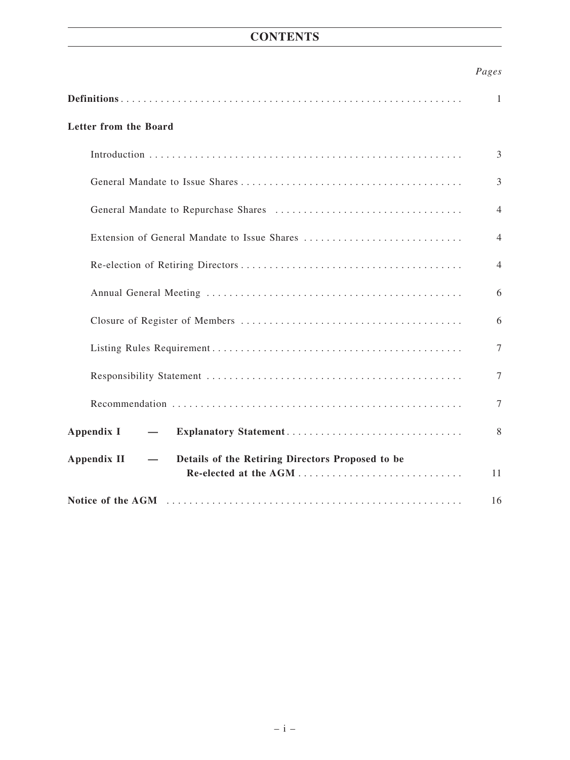# CONTENTS

| | *Pages* |
|---|---|
| **Definitions** | 1 |
| **Letter from the Board** | |
| Introduction | 3 |
| General Mandate to Issue Shares | 3 |
| General Mandate to Repurchase Shares | 4 |
| Extension of General Mandate to Issue Shares | 4 |
| Re-election of Retiring Directors | 4 |
| Annual General Meeting | 6 |
| Closure of Register of Members | 6 |
| Listing Rules Requirement | 7 |
| Responsibility Statement | 7 |
| Recommendation | 7 |
| **Appendix I — Explanatory Statement** | 8 |
| **Appendix II — Details of the Retiring Directors Proposed to be Re-elected at the AGM** | 11 |
| **Notice of the AGM** | 16 |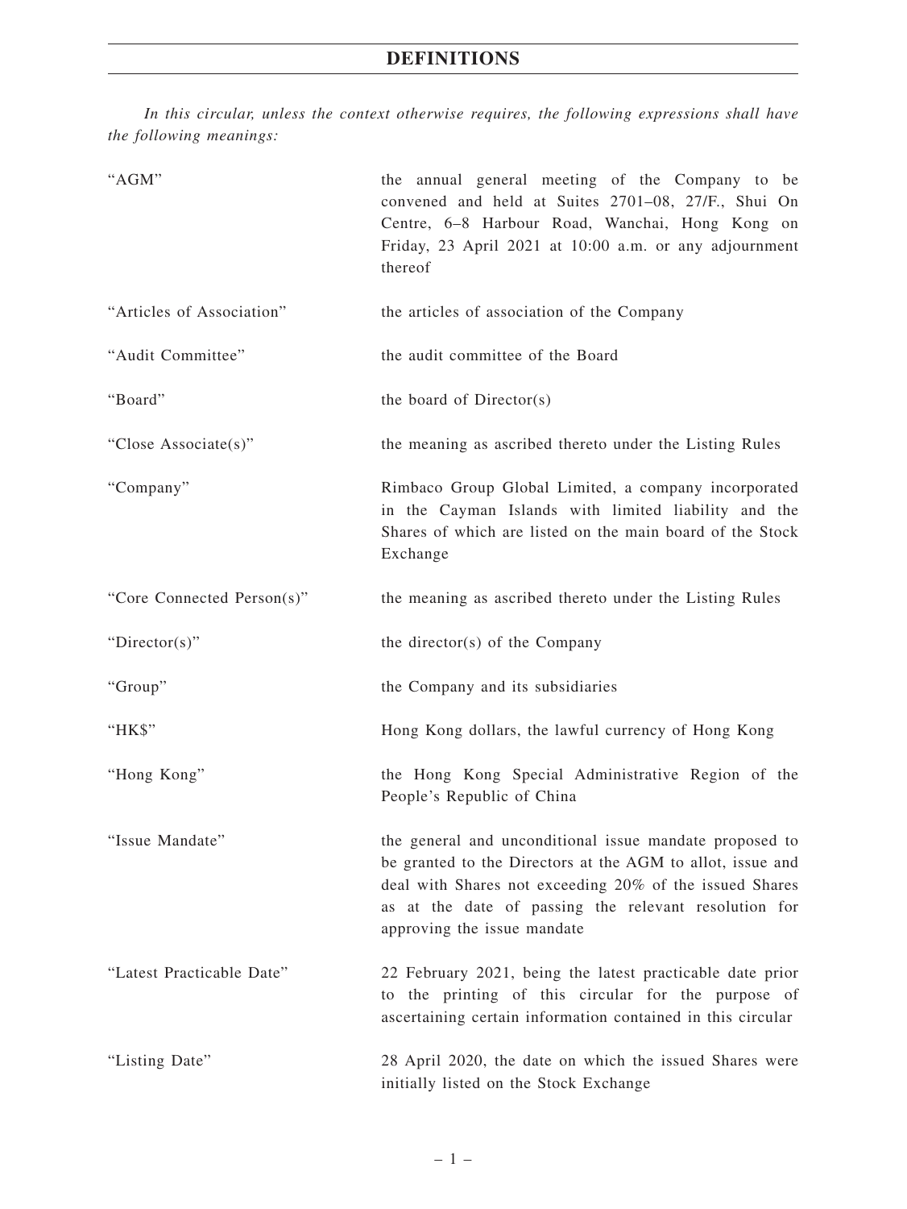# DEFINITIONS

*In this circular, unless the context otherwise requires, the following expressions shall have the following meanings:*

| | |
|---|---|
| "AGM" | the annual general meeting of the Company to be convened and held at Suites 2701–08, 27/F., Shui On Centre, 6–8 Harbour Road, Wanchai, Hong Kong on Friday, 23 April 2021 at 10:00 a.m. or any adjournment thereof |
| "Articles of Association" | the articles of association of the Company |
| "Audit Committee" | the audit committee of the Board |
| "Board" | the board of Director(s) |
| "Close Associate(s)" | the meaning as ascribed thereto under the Listing Rules |
| "Company" | Rimbaco Group Global Limited, a company incorporated in the Cayman Islands with limited liability and the Shares of which are listed on the main board of the Stock Exchange |
| "Core Connected Person(s)" | the meaning as ascribed thereto under the Listing Rules |
| "Director(s)" | the director(s) of the Company |
| "Group" | the Company and its subsidiaries |
| "HK$" | Hong Kong dollars, the lawful currency of Hong Kong |
| "Hong Kong" | the Hong Kong Special Administrative Region of the People's Republic of China |
| "Issue Mandate" | the general and unconditional issue mandate proposed to be granted to the Directors at the AGM to allot, issue and deal with Shares not exceeding 20% of the issued Shares as at the date of passing the relevant resolution for approving the issue mandate |
| "Latest Practicable Date" | 22 February 2021, being the latest practicable date prior to the printing of this circular for the purpose of ascertaining certain information contained in this circular |
| "Listing Date" | 28 April 2020, the date on which the issued Shares were initially listed on the Stock Exchange |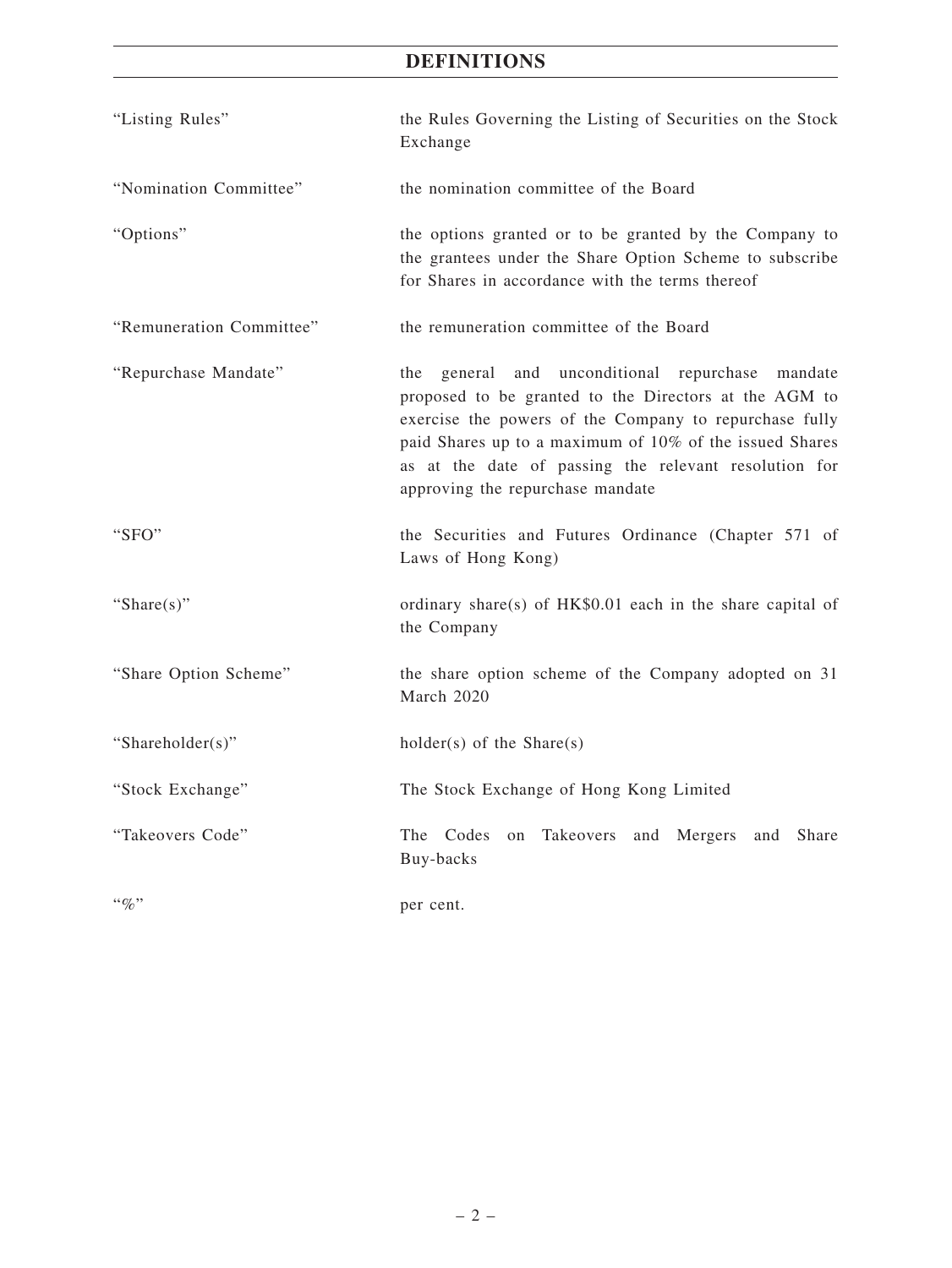# DEFINITIONS

| | |
|---|---|
| "Listing Rules" | the Rules Governing the Listing of Securities on the Stock Exchange |
| "Nomination Committee" | the nomination committee of the Board |
| "Options" | the options granted or to be granted by the Company to the grantees under the Share Option Scheme to subscribe for Shares in accordance with the terms thereof |
| "Remuneration Committee" | the remuneration committee of the Board |
| "Repurchase Mandate" | the general and unconditional repurchase mandate proposed to be granted to the Directors at the AGM to exercise the powers of the Company to repurchase fully paid Shares up to a maximum of 10% of the issued Shares as at the date of passing the relevant resolution for approving the repurchase mandate |
| "SFO" | the Securities and Futures Ordinance (Chapter 571 of Laws of Hong Kong) |
| "Share(s)" | ordinary share(s) of HK$0.01 each in the share capital of the Company |
| "Share Option Scheme" | the share option scheme of the Company adopted on 31 March 2020 |
| "Shareholder(s)" | holder(s) of the Share(s) |
| "Stock Exchange" | The Stock Exchange of Hong Kong Limited |
| "Takeovers Code" | The Codes on Takeovers and Mergers and Share Buy-backs |
| "%" | per cent. |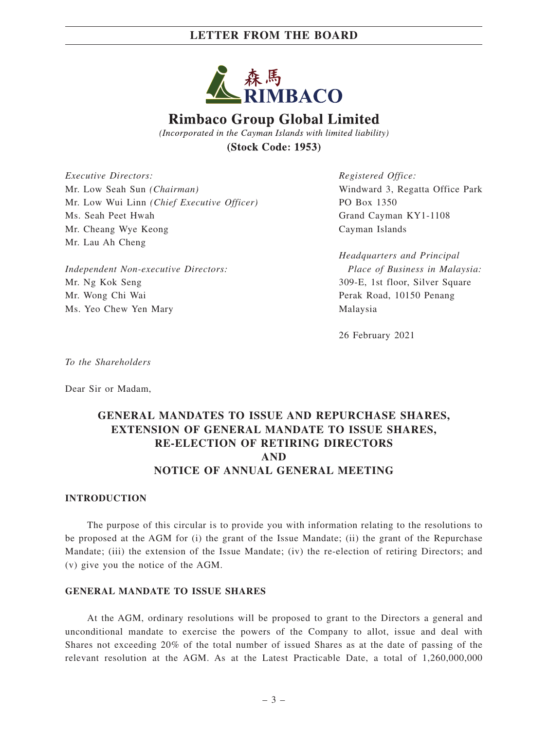**Rimbaco Group Global Limited**

*(Incorporated in the Cayman Islands with limited liability)*

**(Stock Code: 1953)**

*Executive Directors:*
Mr. Low Seah Sun *(Chairman)*
Mr. Low Wui Linn *(Chief Executive Officer)*
Ms. Seah Peet Hwah
Mr. Cheang Wye Keong
Mr. Lau Ah Cheng

*Independent Non-executive Directors:*
Mr. Ng Kok Seng
Mr. Wong Chi Wai
Ms. Yeo Chew Yen Mary

*Registered Office:*
Windward 3, Regatta Office Park
PO Box 1350
Grand Cayman KY1-1108
Cayman Islands

*Headquarters and Principal Place of Business in Malaysia:*
309-E, 1st floor, Silver Square
Perak Road, 10150 Penang
Malaysia

26 February 2021

*To the Shareholders*

Dear Sir or Madam,

## GENERAL MANDATES TO ISSUE AND REPURCHASE SHARES, EXTENSION OF GENERAL MANDATE TO ISSUE SHARES, RE-ELECTION OF RETIRING DIRECTORS AND NOTICE OF ANNUAL GENERAL MEETING

### INTRODUCTION

The purpose of this circular is to provide you with information relating to the resolutions to be proposed at the AGM for (i) the grant of the Issue Mandate; (ii) the grant of the Repurchase Mandate; (iii) the extension of the Issue Mandate; (iv) the re-election of retiring Directors; and (v) give you the notice of the AGM.

### GENERAL MANDATE TO ISSUE SHARES

At the AGM, ordinary resolutions will be proposed to grant to the Directors a general and unconditional mandate to exercise the powers of the Company to allot, issue and deal with Shares not exceeding 20% of the total number of issued Shares as at the date of passing of the relevant resolution at the AGM. As at the Latest Practicable Date, a total of 1,260,000,000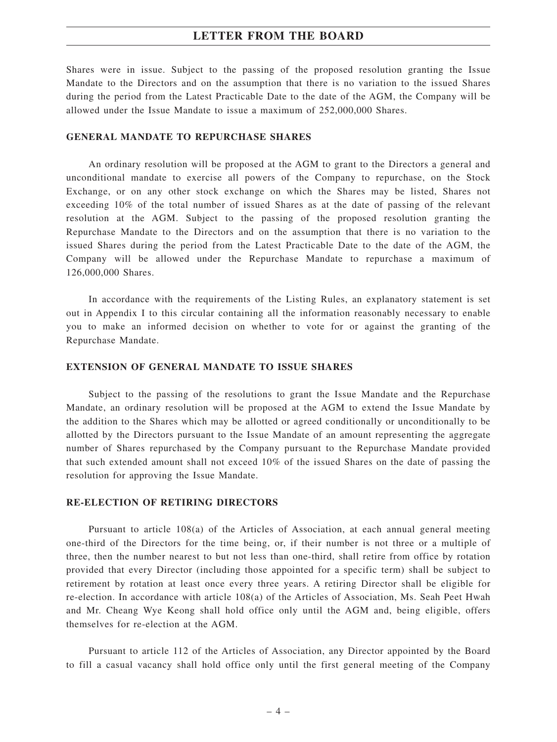Shares were in issue. Subject to the passing of the proposed resolution granting the Issue Mandate to the Directors and on the assumption that there is no variation to the issued Shares during the period from the Latest Practicable Date to the date of the AGM, the Company will be allowed under the Issue Mandate to issue a maximum of 252,000,000 Shares.

### GENERAL MANDATE TO REPURCHASE SHARES

An ordinary resolution will be proposed at the AGM to grant to the Directors a general and unconditional mandate to exercise all powers of the Company to repurchase, on the Stock Exchange, or on any other stock exchange on which the Shares may be listed, Shares not exceeding 10% of the total number of issued Shares as at the date of passing of the relevant resolution at the AGM. Subject to the passing of the proposed resolution granting the Repurchase Mandate to the Directors and on the assumption that there is no variation to the issued Shares during the period from the Latest Practicable Date to the date of the AGM, the Company will be allowed under the Repurchase Mandate to repurchase a maximum of 126,000,000 Shares.

In accordance with the requirements of the Listing Rules, an explanatory statement is set out in Appendix I to this circular containing all the information reasonably necessary to enable you to make an informed decision on whether to vote for or against the granting of the Repurchase Mandate.

### EXTENSION OF GENERAL MANDATE TO ISSUE SHARES

Subject to the passing of the resolutions to grant the Issue Mandate and the Repurchase Mandate, an ordinary resolution will be proposed at the AGM to extend the Issue Mandate by the addition to the Shares which may be allotted or agreed conditionally or unconditionally to be allotted by the Directors pursuant to the Issue Mandate of an amount representing the aggregate number of Shares repurchased by the Company pursuant to the Repurchase Mandate provided that such extended amount shall not exceed 10% of the issued Shares on the date of passing the resolution for approving the Issue Mandate.

### RE-ELECTION OF RETIRING DIRECTORS

Pursuant to article 108(a) of the Articles of Association, at each annual general meeting one-third of the Directors for the time being, or, if their number is not three or a multiple of three, then the number nearest to but not less than one-third, shall retire from office by rotation provided that every Director (including those appointed for a specific term) shall be subject to retirement by rotation at least once every three years. A retiring Director shall be eligible for re-election. In accordance with article 108(a) of the Articles of Association, Ms. Seah Peet Hwah and Mr. Cheang Wye Keong shall hold office only until the AGM and, being eligible, offers themselves for re-election at the AGM.

Pursuant to article 112 of the Articles of Association, any Director appointed by the Board to fill a casual vacancy shall hold office only until the first general meeting of the Company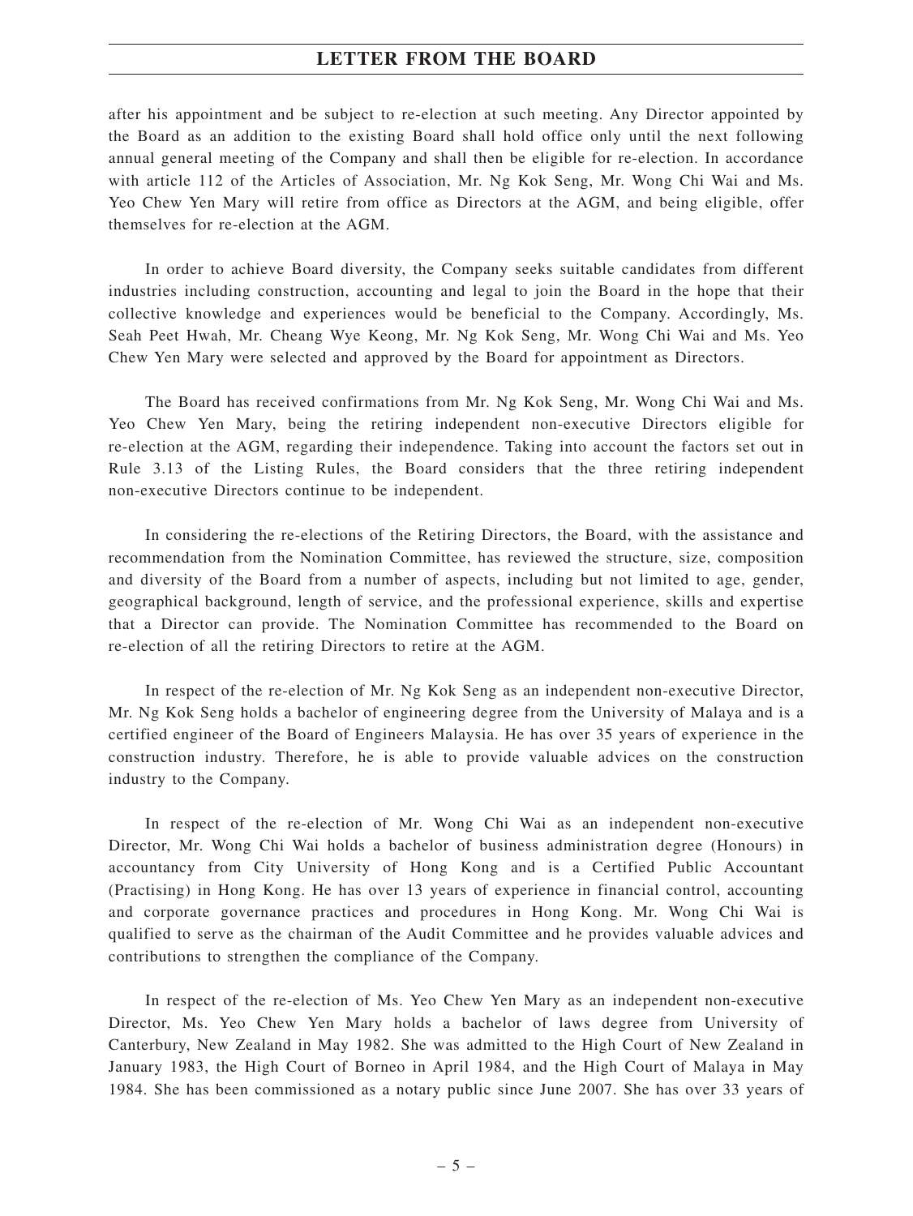after his appointment and be subject to re-election at such meeting. Any Director appointed by the Board as an addition to the existing Board shall hold office only until the next following annual general meeting of the Company and shall then be eligible for re-election. In accordance with article 112 of the Articles of Association, Mr. Ng Kok Seng, Mr. Wong Chi Wai and Ms. Yeo Chew Yen Mary will retire from office as Directors at the AGM, and being eligible, offer themselves for re-election at the AGM.

In order to achieve Board diversity, the Company seeks suitable candidates from different industries including construction, accounting and legal to join the Board in the hope that their collective knowledge and experiences would be beneficial to the Company. Accordingly, Ms. Seah Peet Hwah, Mr. Cheang Wye Keong, Mr. Ng Kok Seng, Mr. Wong Chi Wai and Ms. Yeo Chew Yen Mary were selected and approved by the Board for appointment as Directors.

The Board has received confirmations from Mr. Ng Kok Seng, Mr. Wong Chi Wai and Ms. Yeo Chew Yen Mary, being the retiring independent non-executive Directors eligible for re-election at the AGM, regarding their independence. Taking into account the factors set out in Rule 3.13 of the Listing Rules, the Board considers that the three retiring independent non-executive Directors continue to be independent.

In considering the re-elections of the Retiring Directors, the Board, with the assistance and recommendation from the Nomination Committee, has reviewed the structure, size, composition and diversity of the Board from a number of aspects, including but not limited to age, gender, geographical background, length of service, and the professional experience, skills and expertise that a Director can provide. The Nomination Committee has recommended to the Board on re-election of all the retiring Directors to retire at the AGM.

In respect of the re-election of Mr. Ng Kok Seng as an independent non-executive Director, Mr. Ng Kok Seng holds a bachelor of engineering degree from the University of Malaya and is a certified engineer of the Board of Engineers Malaysia. He has over 35 years of experience in the construction industry. Therefore, he is able to provide valuable advices on the construction industry to the Company.

In respect of the re-election of Mr. Wong Chi Wai as an independent non-executive Director, Mr. Wong Chi Wai holds a bachelor of business administration degree (Honours) in accountancy from City University of Hong Kong and is a Certified Public Accountant (Practising) in Hong Kong. He has over 13 years of experience in financial control, accounting and corporate governance practices and procedures in Hong Kong. Mr. Wong Chi Wai is qualified to serve as the chairman of the Audit Committee and he provides valuable advices and contributions to strengthen the compliance of the Company.

In respect of the re-election of Ms. Yeo Chew Yen Mary as an independent non-executive Director, Ms. Yeo Chew Yen Mary holds a bachelor of laws degree from University of Canterbury, New Zealand in May 1982. She was admitted to the High Court of New Zealand in January 1983, the High Court of Borneo in April 1984, and the High Court of Malaya in May 1984. She has been commissioned as a notary public since June 2007. She has over 33 years of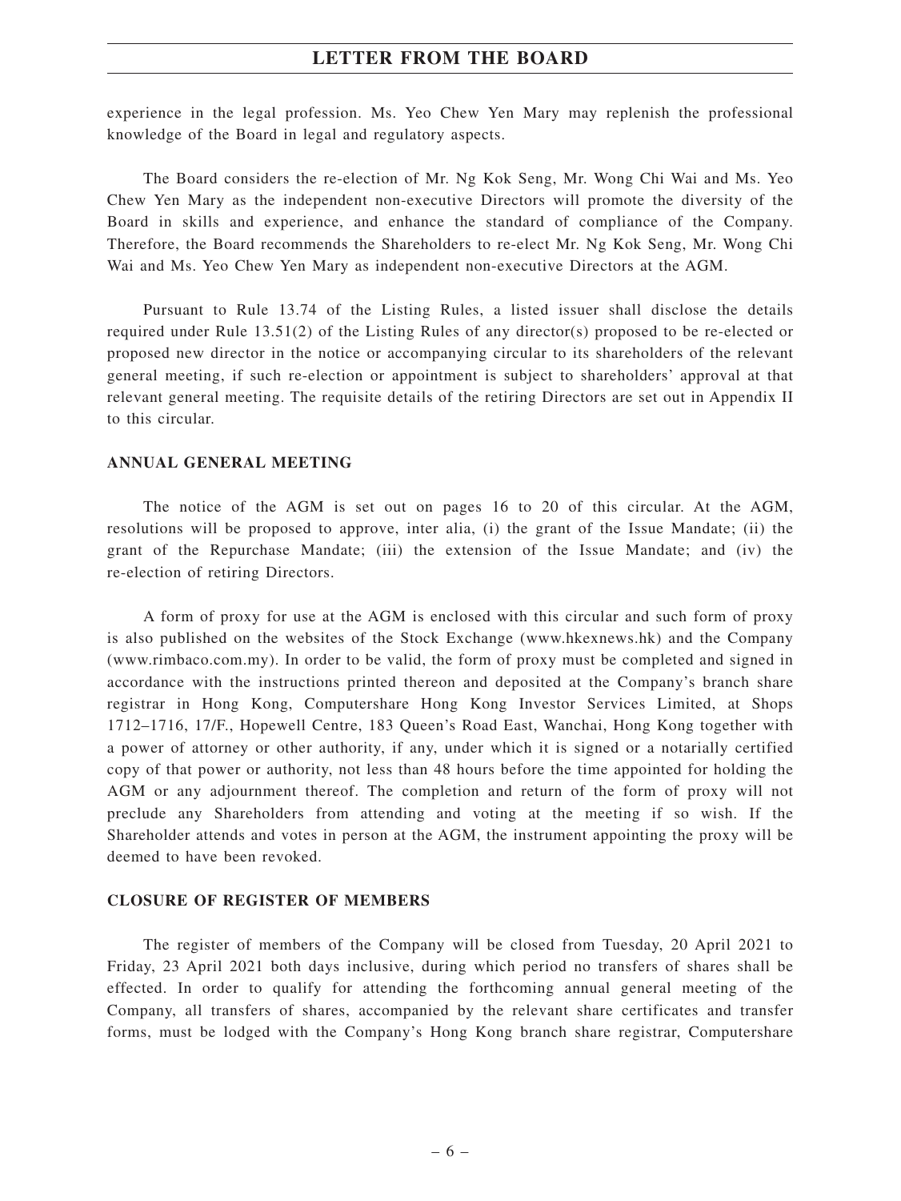experience in the legal profession. Ms. Yeo Chew Yen Mary may replenish the professional knowledge of the Board in legal and regulatory aspects.

The Board considers the re-election of Mr. Ng Kok Seng, Mr. Wong Chi Wai and Ms. Yeo Chew Yen Mary as the independent non-executive Directors will promote the diversity of the Board in skills and experience, and enhance the standard of compliance of the Company. Therefore, the Board recommends the Shareholders to re-elect Mr. Ng Kok Seng, Mr. Wong Chi Wai and Ms. Yeo Chew Yen Mary as independent non-executive Directors at the AGM.

Pursuant to Rule 13.74 of the Listing Rules, a listed issuer shall disclose the details required under Rule 13.51(2) of the Listing Rules of any director(s) proposed to be re-elected or proposed new director in the notice or accompanying circular to its shareholders of the relevant general meeting, if such re-election or appointment is subject to shareholders' approval at that relevant general meeting. The requisite details of the retiring Directors are set out in Appendix II to this circular.

## ANNUAL GENERAL MEETING

The notice of the AGM is set out on pages 16 to 20 of this circular. At the AGM, resolutions will be proposed to approve, inter alia, (i) the grant of the Issue Mandate; (ii) the grant of the Repurchase Mandate; (iii) the extension of the Issue Mandate; and (iv) the re-election of retiring Directors.

A form of proxy for use at the AGM is enclosed with this circular and such form of proxy is also published on the websites of the Stock Exchange (www.hkexnews.hk) and the Company (www.rimbaco.com.my). In order to be valid, the form of proxy must be completed and signed in accordance with the instructions printed thereon and deposited at the Company's branch share registrar in Hong Kong, Computershare Hong Kong Investor Services Limited, at Shops 1712–1716, 17/F., Hopewell Centre, 183 Queen's Road East, Wanchai, Hong Kong together with a power of attorney or other authority, if any, under which it is signed or a notarially certified copy of that power or authority, not less than 48 hours before the time appointed for holding the AGM or any adjournment thereof. The completion and return of the form of proxy will not preclude any Shareholders from attending and voting at the meeting if so wish. If the Shareholder attends and votes in person at the AGM, the instrument appointing the proxy will be deemed to have been revoked.

## CLOSURE OF REGISTER OF MEMBERS

The register of members of the Company will be closed from Tuesday, 20 April 2021 to Friday, 23 April 2021 both days inclusive, during which period no transfers of shares shall be effected. In order to qualify for attending the forthcoming annual general meeting of the Company, all transfers of shares, accompanied by the relevant share certificates and transfer forms, must be lodged with the Company's Hong Kong branch share registrar, Computershare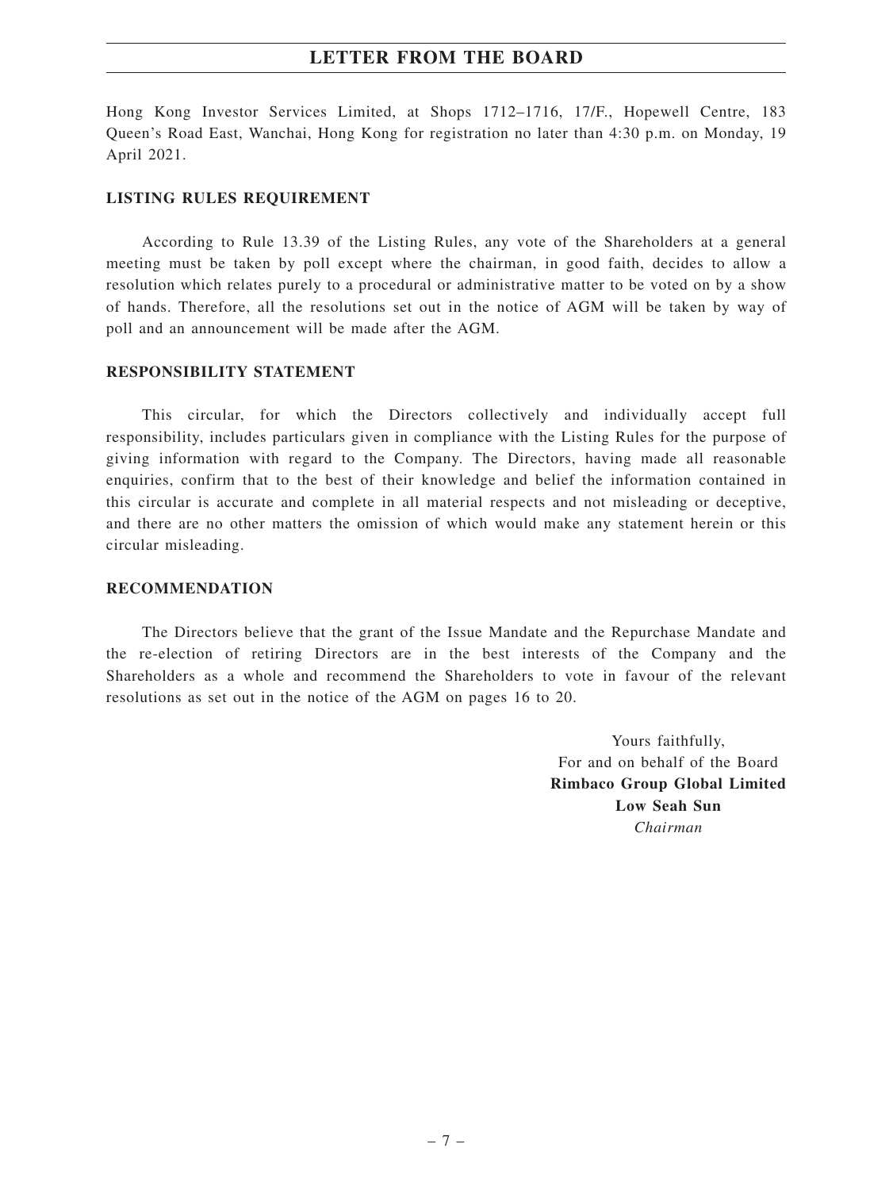Hong Kong Investor Services Limited, at Shops 1712–1716, 17/F., Hopewell Centre, 183 Queen's Road East, Wanchai, Hong Kong for registration no later than 4:30 p.m. on Monday, 19 April 2021.

**LISTING RULES REQUIREMENT**

According to Rule 13.39 of the Listing Rules, any vote of the Shareholders at a general meeting must be taken by poll except where the chairman, in good faith, decides to allow a resolution which relates purely to a procedural or administrative matter to be voted on by a show of hands. Therefore, all the resolutions set out in the notice of AGM will be taken by way of poll and an announcement will be made after the AGM.

**RESPONSIBILITY STATEMENT**

This circular, for which the Directors collectively and individually accept full responsibility, includes particulars given in compliance with the Listing Rules for the purpose of giving information with regard to the Company. The Directors, having made all reasonable enquiries, confirm that to the best of their knowledge and belief the information contained in this circular is accurate and complete in all material respects and not misleading or deceptive, and there are no other matters the omission of which would make any statement herein or this circular misleading.

**RECOMMENDATION**

The Directors believe that the grant of the Issue Mandate and the Repurchase Mandate and the re-election of retiring Directors are in the best interests of the Company and the Shareholders as a whole and recommend the Shareholders to vote in favour of the relevant resolutions as set out in the notice of the AGM on pages 16 to 20.

Yours faithfully,
For and on behalf of the Board
**Rimbaco Group Global Limited**
**Low Seah Sun**
*Chairman*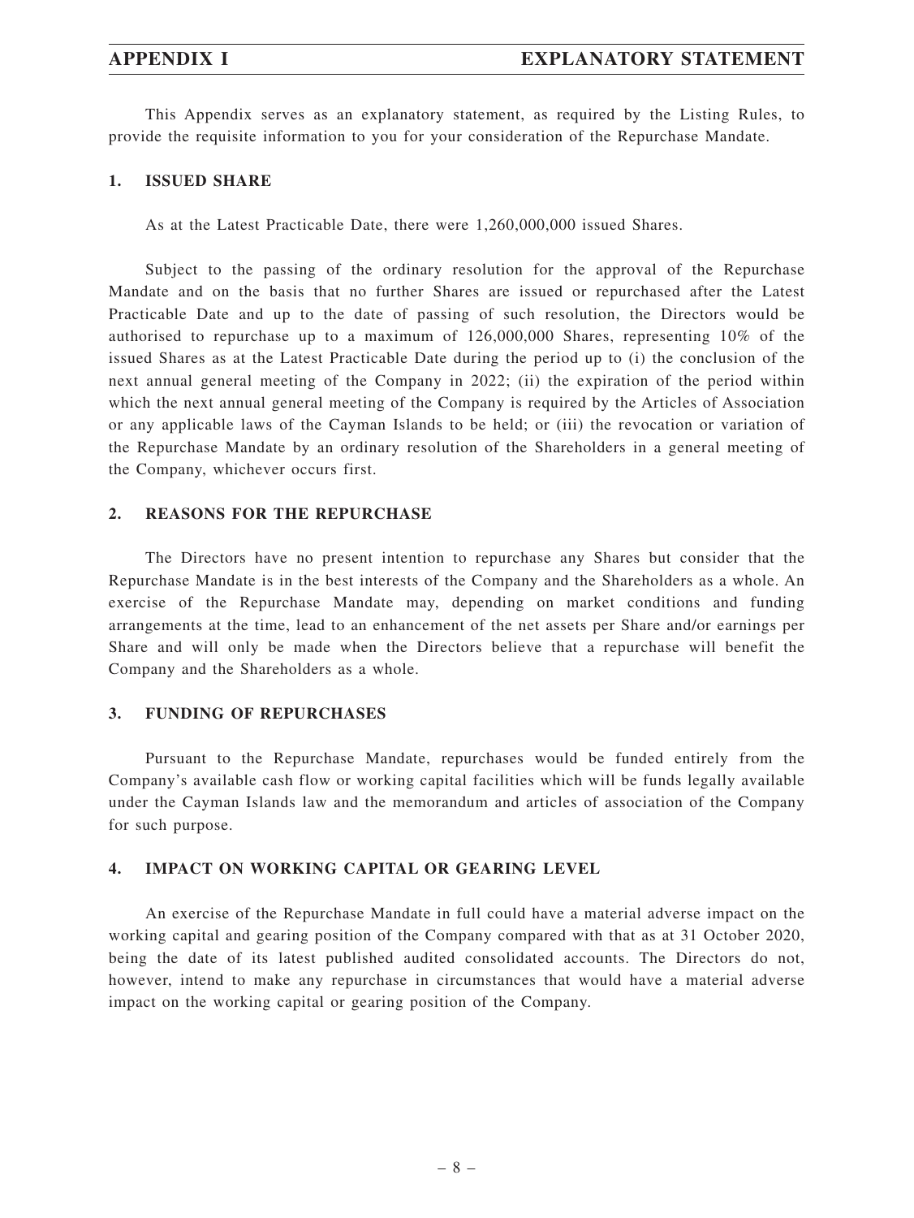# APPENDIX I — EXPLANATORY STATEMENT

This Appendix serves as an explanatory statement, as required by the Listing Rules, to provide the requisite information to you for your consideration of the Repurchase Mandate.

## 1. ISSUED SHARE

As at the Latest Practicable Date, there were 1,260,000,000 issued Shares.

Subject to the passing of the ordinary resolution for the approval of the Repurchase Mandate and on the basis that no further Shares are issued or repurchased after the Latest Practicable Date and up to the date of passing of such resolution, the Directors would be authorised to repurchase up to a maximum of 126,000,000 Shares, representing 10% of the issued Shares as at the Latest Practicable Date during the period up to (i) the conclusion of the next annual general meeting of the Company in 2022; (ii) the expiration of the period within which the next annual general meeting of the Company is required by the Articles of Association or any applicable laws of the Cayman Islands to be held; or (iii) the revocation or variation of the Repurchase Mandate by an ordinary resolution of the Shareholders in a general meeting of the Company, whichever occurs first.

## 2. REASONS FOR THE REPURCHASE

The Directors have no present intention to repurchase any Shares but consider that the Repurchase Mandate is in the best interests of the Company and the Shareholders as a whole. An exercise of the Repurchase Mandate may, depending on market conditions and funding arrangements at the time, lead to an enhancement of the net assets per Share and/or earnings per Share and will only be made when the Directors believe that a repurchase will benefit the Company and the Shareholders as a whole.

## 3. FUNDING OF REPURCHASES

Pursuant to the Repurchase Mandate, repurchases would be funded entirely from the Company's available cash flow or working capital facilities which will be funds legally available under the Cayman Islands law and the memorandum and articles of association of the Company for such purpose.

## 4. IMPACT ON WORKING CAPITAL OR GEARING LEVEL

An exercise of the Repurchase Mandate in full could have a material adverse impact on the working capital and gearing position of the Company compared with that as at 31 October 2020, being the date of its latest published audited consolidated accounts. The Directors do not, however, intend to make any repurchase in circumstances that would have a material adverse impact on the working capital or gearing position of the Company.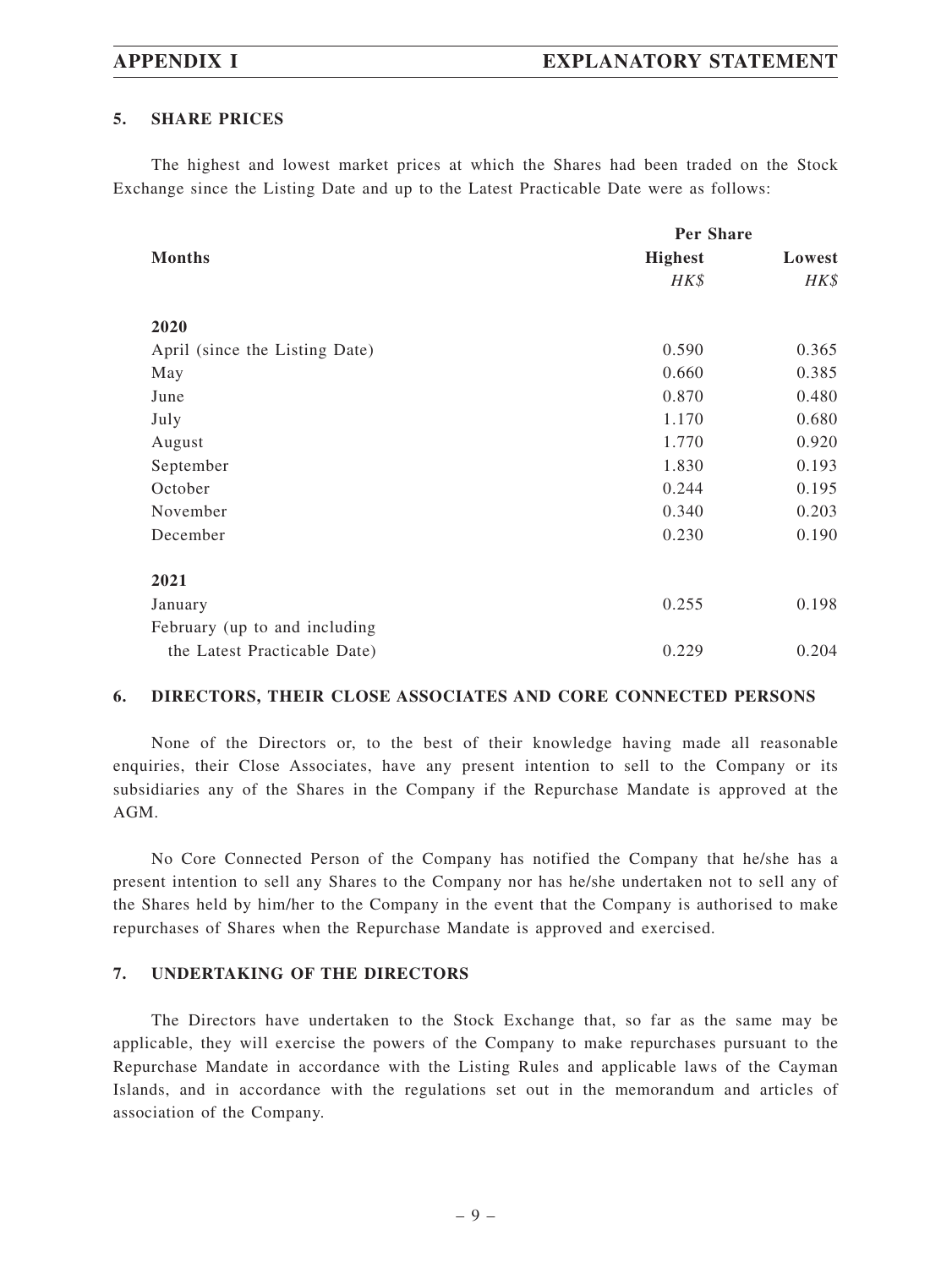## 5. SHARE PRICES

The highest and lowest market prices at which the Shares had been traded on the Stock Exchange since the Listing Date and up to the Latest Practicable Date were as follows:

| Months | Per Share | |
|---|---|---|
| | **Highest** | **Lowest** |
| | *HK$* | *HK$* |
| **2020** | | |
| April (since the Listing Date) | 0.590 | 0.365 |
| May | 0.660 | 0.385 |
| June | 0.870 | 0.480 |
| July | 1.170 | 0.680 |
| August | 1.770 | 0.920 |
| September | 1.830 | 0.193 |
| October | 0.244 | 0.195 |
| November | 0.340 | 0.203 |
| December | 0.230 | 0.190 |
| **2021** | | |
| January | 0.255 | 0.198 |
| February (up to and including the Latest Practicable Date) | 0.229 | 0.204 |

## 6. DIRECTORS, THEIR CLOSE ASSOCIATES AND CORE CONNECTED PERSONS

None of the Directors or, to the best of their knowledge having made all reasonable enquiries, their Close Associates, have any present intention to sell to the Company or its subsidiaries any of the Shares in the Company if the Repurchase Mandate is approved at the AGM.

No Core Connected Person of the Company has notified the Company that he/she has a present intention to sell any Shares to the Company nor has he/she undertaken not to sell any of the Shares held by him/her to the Company in the event that the Company is authorised to make repurchases of Shares when the Repurchase Mandate is approved and exercised.

## 7. UNDERTAKING OF THE DIRECTORS

The Directors have undertaken to the Stock Exchange that, so far as the same may be applicable, they will exercise the powers of the Company to make repurchases pursuant to the Repurchase Mandate in accordance with the Listing Rules and applicable laws of the Cayman Islands, and in accordance with the regulations set out in the memorandum and articles of association of the Company.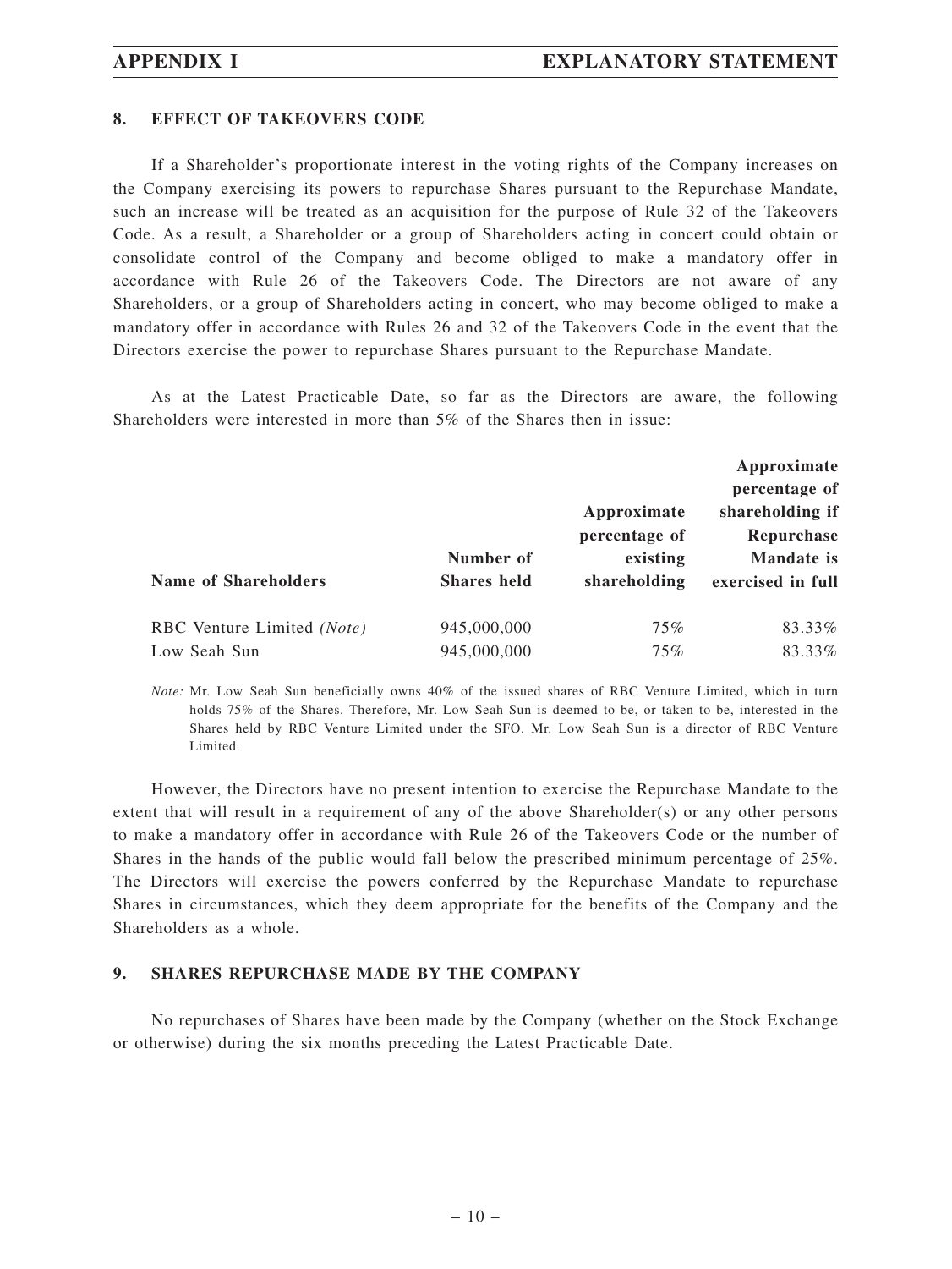## 8. EFFECT OF TAKEOVERS CODE

If a Shareholder's proportionate interest in the voting rights of the Company increases on the Company exercising its powers to repurchase Shares pursuant to the Repurchase Mandate, such an increase will be treated as an acquisition for the purpose of Rule 32 of the Takeovers Code. As a result, a Shareholder or a group of Shareholders acting in concert could obtain or consolidate control of the Company and become obliged to make a mandatory offer in accordance with Rule 26 of the Takeovers Code. The Directors are not aware of any Shareholders, or a group of Shareholders acting in concert, who may become obliged to make a mandatory offer in accordance with Rules 26 and 32 of the Takeovers Code in the event that the Directors exercise the power to repurchase Shares pursuant to the Repurchase Mandate.

As at the Latest Practicable Date, so far as the Directors are aware, the following Shareholders were interested in more than 5% of the Shares then in issue:

| Name of Shareholders | Number of Shares held | Approximate percentage of existing shareholding | Approximate percentage of shareholding if Repurchase Mandate is exercised in full |
|---|---|---|---|
| RBC Venture Limited *(Note)* | 945,000,000 | 75% | 83.33% |
| Low Seah Sun | 945,000,000 | 75% | 83.33% |

*Note:* Mr. Low Seah Sun beneficially owns 40% of the issued shares of RBC Venture Limited, which in turn holds 75% of the Shares. Therefore, Mr. Low Seah Sun is deemed to be, or taken to be, interested in the Shares held by RBC Venture Limited under the SFO. Mr. Low Seah Sun is a director of RBC Venture Limited.

However, the Directors have no present intention to exercise the Repurchase Mandate to the extent that will result in a requirement of any of the above Shareholder(s) or any other persons to make a mandatory offer in accordance with Rule 26 of the Takeovers Code or the number of Shares in the hands of the public would fall below the prescribed minimum percentage of 25%. The Directors will exercise the powers conferred by the Repurchase Mandate to repurchase Shares in circumstances, which they deem appropriate for the benefits of the Company and the Shareholders as a whole.

## 9. SHARES REPURCHASE MADE BY THE COMPANY

No repurchases of Shares have been made by the Company (whether on the Stock Exchange or otherwise) during the six months preceding the Latest Practicable Date.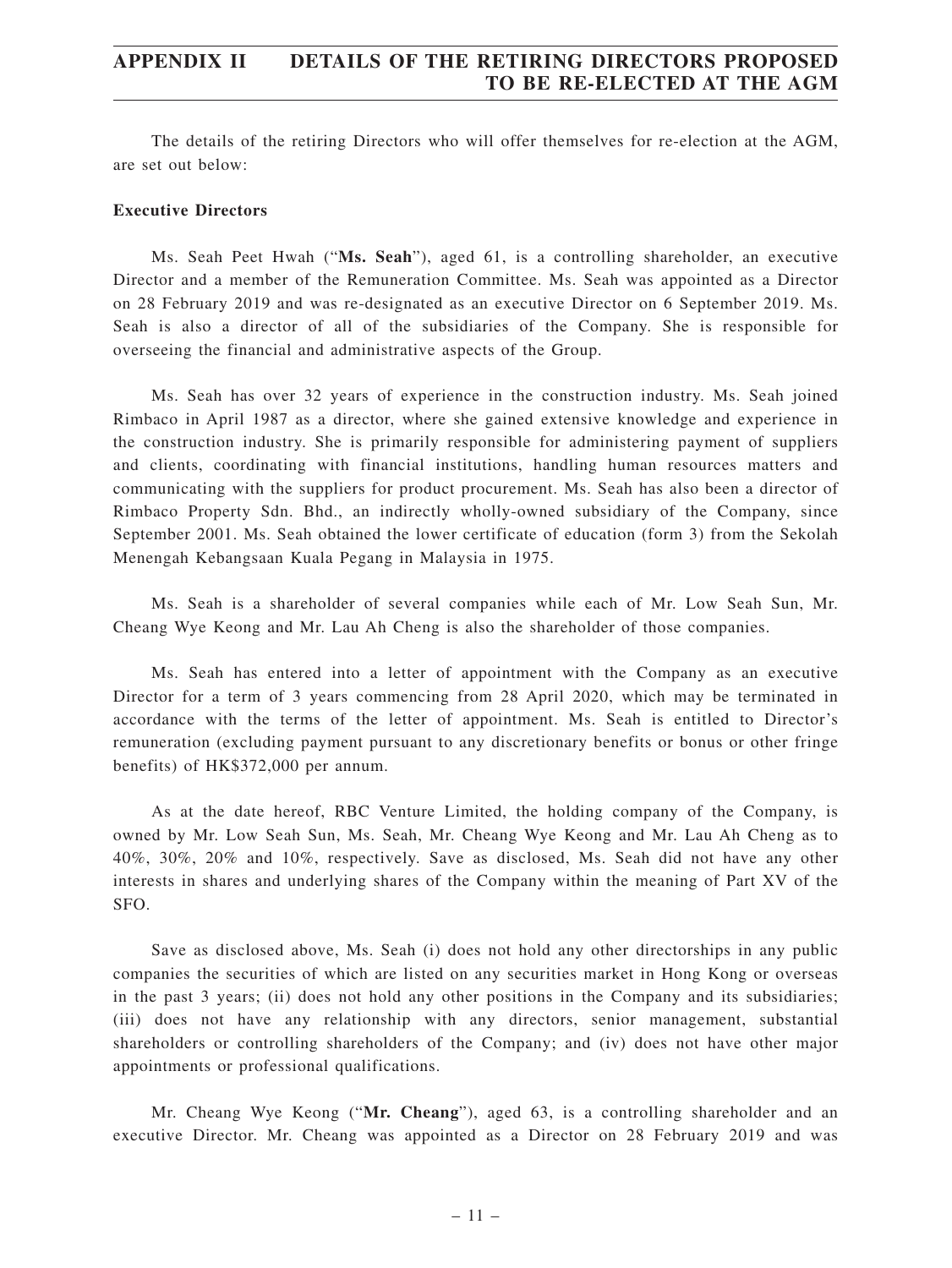The details of the retiring Directors who will offer themselves for re-election at the AGM, are set out below:

**Executive Directors**

Ms. Seah Peet Hwah ("**Ms. Seah**"), aged 61, is a controlling shareholder, an executive Director and a member of the Remuneration Committee. Ms. Seah was appointed as a Director on 28 February 2019 and was re-designated as an executive Director on 6 September 2019. Ms. Seah is also a director of all of the subsidiaries of the Company. She is responsible for overseeing the financial and administrative aspects of the Group.

Ms. Seah has over 32 years of experience in the construction industry. Ms. Seah joined Rimbaco in April 1987 as a director, where she gained extensive knowledge and experience in the construction industry. She is primarily responsible for administering payment of suppliers and clients, coordinating with financial institutions, handling human resources matters and communicating with the suppliers for product procurement. Ms. Seah has also been a director of Rimbaco Property Sdn. Bhd., an indirectly wholly-owned subsidiary of the Company, since September 2001. Ms. Seah obtained the lower certificate of education (form 3) from the Sekolah Menengah Kebangsaan Kuala Pegang in Malaysia in 1975.

Ms. Seah is a shareholder of several companies while each of Mr. Low Seah Sun, Mr. Cheang Wye Keong and Mr. Lau Ah Cheng is also the shareholder of those companies.

Ms. Seah has entered into a letter of appointment with the Company as an executive Director for a term of 3 years commencing from 28 April 2020, which may be terminated in accordance with the terms of the letter of appointment. Ms. Seah is entitled to Director's remuneration (excluding payment pursuant to any discretionary benefits or bonus or other fringe benefits) of HK$372,000 per annum.

As at the date hereof, RBC Venture Limited, the holding company of the Company, is owned by Mr. Low Seah Sun, Ms. Seah, Mr. Cheang Wye Keong and Mr. Lau Ah Cheng as to 40%, 30%, 20% and 10%, respectively. Save as disclosed, Ms. Seah did not have any other interests in shares and underlying shares of the Company within the meaning of Part XV of the SFO.

Save as disclosed above, Ms. Seah (i) does not hold any other directorships in any public companies the securities of which are listed on any securities market in Hong Kong or overseas in the past 3 years; (ii) does not hold any other positions in the Company and its subsidiaries; (iii) does not have any relationship with any directors, senior management, substantial shareholders or controlling shareholders of the Company; and (iv) does not have other major appointments or professional qualifications.

Mr. Cheang Wye Keong ("**Mr. Cheang**"), aged 63, is a controlling shareholder and an executive Director. Mr. Cheang was appointed as a Director on 28 February 2019 and was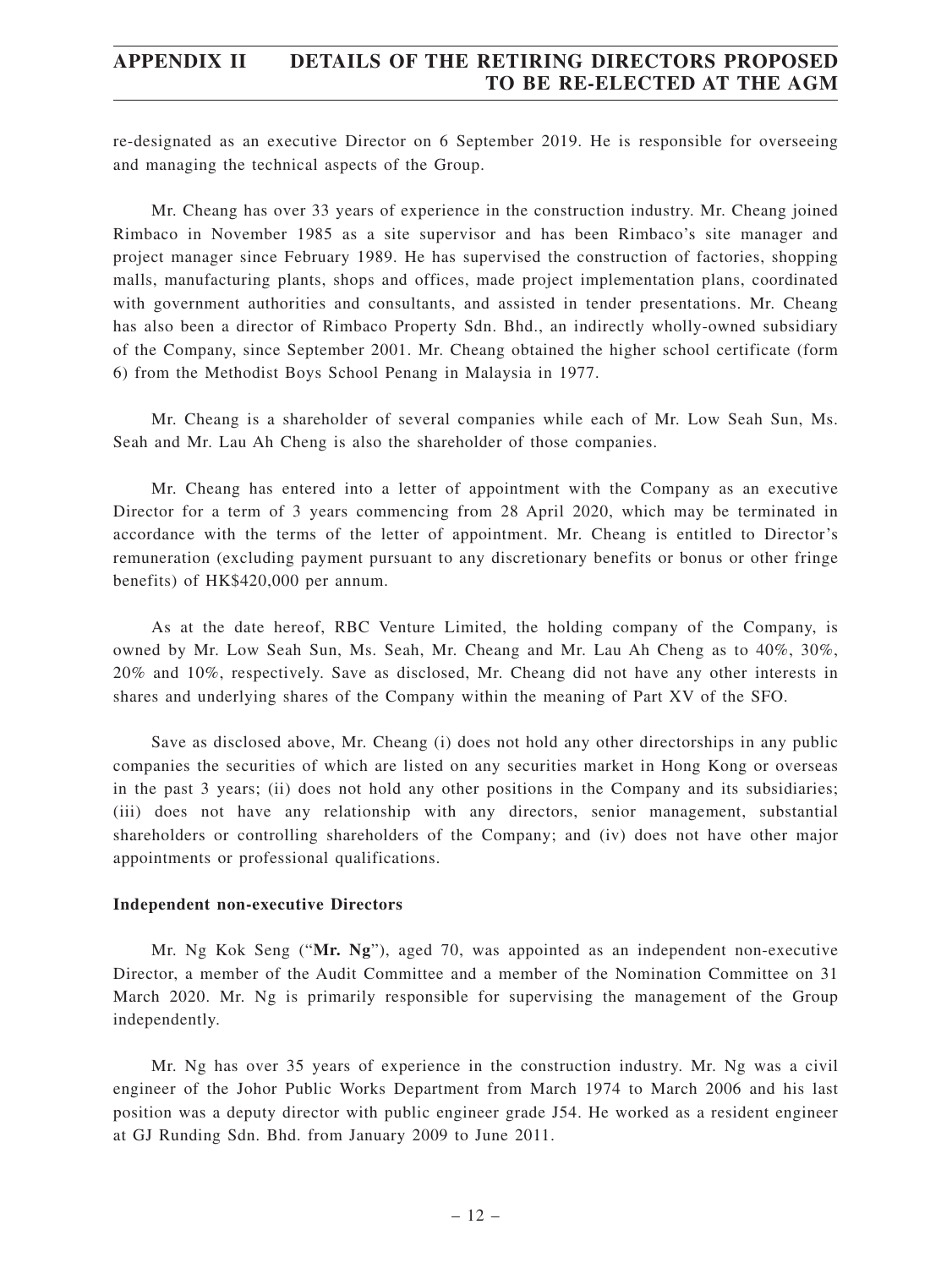re-designated as an executive Director on 6 September 2019. He is responsible for overseeing and managing the technical aspects of the Group.

Mr. Cheang has over 33 years of experience in the construction industry. Mr. Cheang joined Rimbaco in November 1985 as a site supervisor and has been Rimbaco's site manager and project manager since February 1989. He has supervised the construction of factories, shopping malls, manufacturing plants, shops and offices, made project implementation plans, coordinated with government authorities and consultants, and assisted in tender presentations. Mr. Cheang has also been a director of Rimbaco Property Sdn. Bhd., an indirectly wholly-owned subsidiary of the Company, since September 2001. Mr. Cheang obtained the higher school certificate (form 6) from the Methodist Boys School Penang in Malaysia in 1977.

Mr. Cheang is a shareholder of several companies while each of Mr. Low Seah Sun, Ms. Seah and Mr. Lau Ah Cheng is also the shareholder of those companies.

Mr. Cheang has entered into a letter of appointment with the Company as an executive Director for a term of 3 years commencing from 28 April 2020, which may be terminated in accordance with the terms of the letter of appointment. Mr. Cheang is entitled to Director's remuneration (excluding payment pursuant to any discretionary benefits or bonus or other fringe benefits) of HK$420,000 per annum.

As at the date hereof, RBC Venture Limited, the holding company of the Company, is owned by Mr. Low Seah Sun, Ms. Seah, Mr. Cheang and Mr. Lau Ah Cheng as to 40%, 30%, 20% and 10%, respectively. Save as disclosed, Mr. Cheang did not have any other interests in shares and underlying shares of the Company within the meaning of Part XV of the SFO.

Save as disclosed above, Mr. Cheang (i) does not hold any other directorships in any public companies the securities of which are listed on any securities market in Hong Kong or overseas in the past 3 years; (ii) does not hold any other positions in the Company and its subsidiaries; (iii) does not have any relationship with any directors, senior management, substantial shareholders or controlling shareholders of the Company; and (iv) does not have other major appointments or professional qualifications.

**Independent non-executive Directors**

Mr. Ng Kok Seng ("**Mr. Ng**"), aged 70, was appointed as an independent non-executive Director, a member of the Audit Committee and a member of the Nomination Committee on 31 March 2020. Mr. Ng is primarily responsible for supervising the management of the Group independently.

Mr. Ng has over 35 years of experience in the construction industry. Mr. Ng was a civil engineer of the Johor Public Works Department from March 1974 to March 2006 and his last position was a deputy director with public engineer grade J54. He worked as a resident engineer at GJ Runding Sdn. Bhd. from January 2009 to June 2011.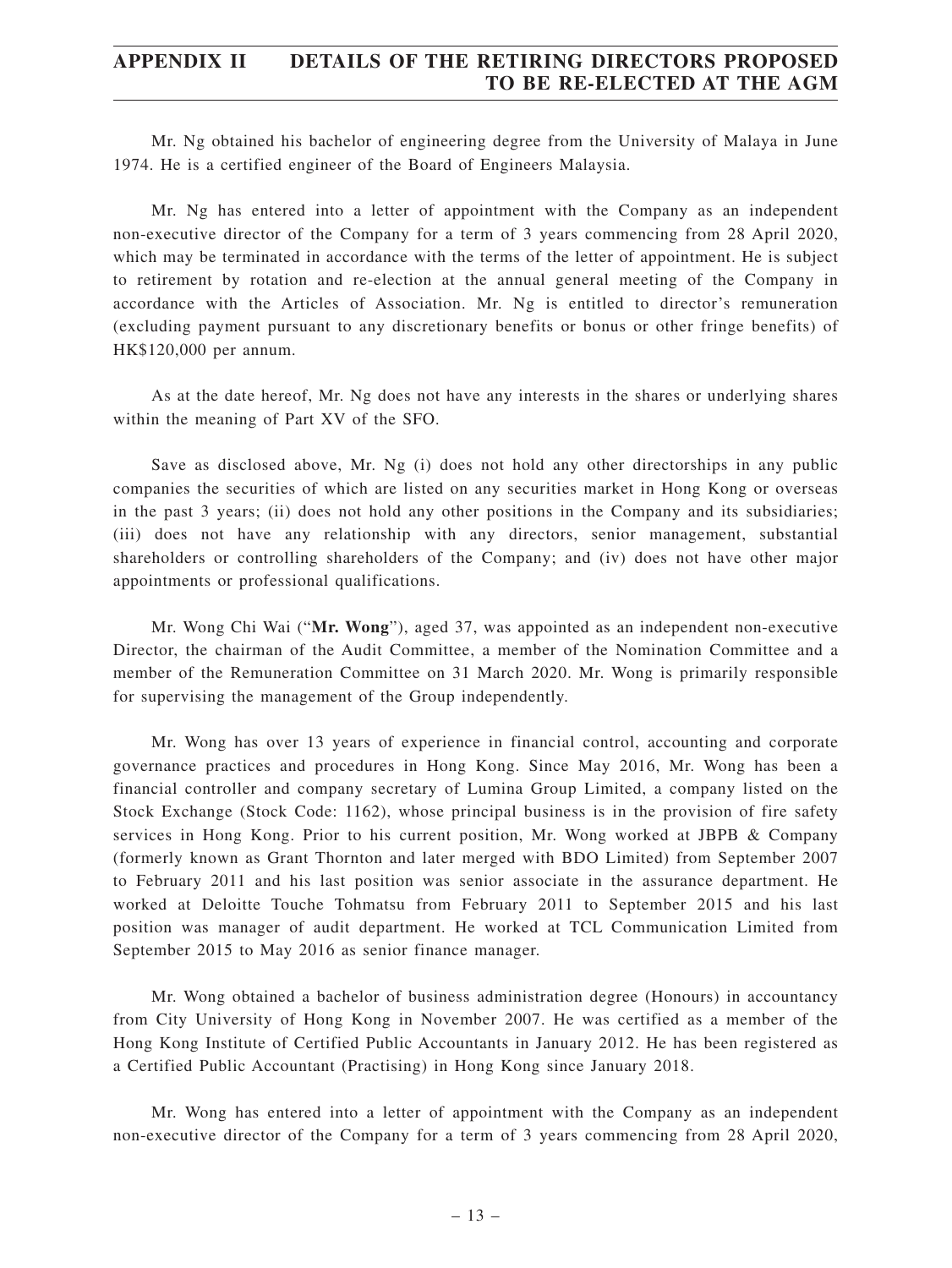Mr. Ng obtained his bachelor of engineering degree from the University of Malaya in June 1974. He is a certified engineer of the Board of Engineers Malaysia.

Mr. Ng has entered into a letter of appointment with the Company as an independent non-executive director of the Company for a term of 3 years commencing from 28 April 2020, which may be terminated in accordance with the terms of the letter of appointment. He is subject to retirement by rotation and re-election at the annual general meeting of the Company in accordance with the Articles of Association. Mr. Ng is entitled to director's remuneration (excluding payment pursuant to any discretionary benefits or bonus or other fringe benefits) of HK$120,000 per annum.

As at the date hereof, Mr. Ng does not have any interests in the shares or underlying shares within the meaning of Part XV of the SFO.

Save as disclosed above, Mr. Ng (i) does not hold any other directorships in any public companies the securities of which are listed on any securities market in Hong Kong or overseas in the past 3 years; (ii) does not hold any other positions in the Company and its subsidiaries; (iii) does not have any relationship with any directors, senior management, substantial shareholders or controlling shareholders of the Company; and (iv) does not have other major appointments or professional qualifications.

Mr. Wong Chi Wai ("**Mr. Wong**"), aged 37, was appointed as an independent non-executive Director, the chairman of the Audit Committee, a member of the Nomination Committee and a member of the Remuneration Committee on 31 March 2020. Mr. Wong is primarily responsible for supervising the management of the Group independently.

Mr. Wong has over 13 years of experience in financial control, accounting and corporate governance practices and procedures in Hong Kong. Since May 2016, Mr. Wong has been a financial controller and company secretary of Lumina Group Limited, a company listed on the Stock Exchange (Stock Code: 1162), whose principal business is in the provision of fire safety services in Hong Kong. Prior to his current position, Mr. Wong worked at JBPB & Company (formerly known as Grant Thornton and later merged with BDO Limited) from September 2007 to February 2011 and his last position was senior associate in the assurance department. He worked at Deloitte Touche Tohmatsu from February 2011 to September 2015 and his last position was manager of audit department. He worked at TCL Communication Limited from September 2015 to May 2016 as senior finance manager.

Mr. Wong obtained a bachelor of business administration degree (Honours) in accountancy from City University of Hong Kong in November 2007. He was certified as a member of the Hong Kong Institute of Certified Public Accountants in January 2012. He has been registered as a Certified Public Accountant (Practising) in Hong Kong since January 2018.

Mr. Wong has entered into a letter of appointment with the Company as an independent non-executive director of the Company for a term of 3 years commencing from 28 April 2020,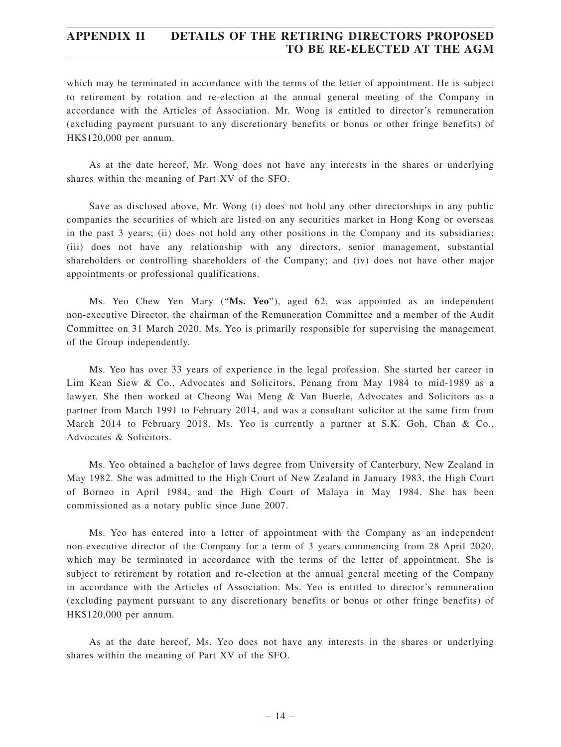which may be terminated in accordance with the terms of the letter of appointment. He is subject to retirement by rotation and re-election at the annual general meeting of the Company in accordance with the Articles of Association. Mr. Wong is entitled to director's remuneration (excluding payment pursuant to any discretionary benefits or bonus or other fringe benefits) of HK$120,000 per annum.

As at the date hereof, Mr. Wong does not have any interests in the shares or underlying shares within the meaning of Part XV of the SFO.

Save as disclosed above, Mr. Wong (i) does not hold any other directorships in any public companies the securities of which are listed on any securities market in Hong Kong or overseas in the past 3 years; (ii) does not hold any other positions in the Company and its subsidiaries; (iii) does not have any relationship with any directors, senior management, substantial shareholders or controlling shareholders of the Company; and (iv) does not have other major appointments or professional qualifications.

Ms. Yeo Chew Yen Mary ("**Ms. Yeo**"), aged 62, was appointed as an independent non-executive Director, the chairman of the Remuneration Committee and a member of the Audit Committee on 31 March 2020. Ms. Yeo is primarily responsible for supervising the management of the Group independently.

Ms. Yeo has over 33 years of experience in the legal profession. She started her career in Lim Kean Siew & Co., Advocates and Solicitors, Penang from May 1984 to mid-1989 as a lawyer. She then worked at Cheong Wai Meng & Van Buerle, Advocates and Solicitors as a partner from March 1991 to February 2014, and was a consultant solicitor at the same firm from March 2014 to February 2018. Ms. Yeo is currently a partner at S.K. Goh, Chan & Co., Advocates & Solicitors.

Ms. Yeo obtained a bachelor of laws degree from University of Canterbury, New Zealand in May 1982. She was admitted to the High Court of New Zealand in January 1983, the High Court of Borneo in April 1984, and the High Court of Malaya in May 1984. She has been commissioned as a notary public since June 2007.

Ms. Yeo has entered into a letter of appointment with the Company as an independent non-executive director of the Company for a term of 3 years commencing from 28 April 2020, which may be terminated in accordance with the terms of the letter of appointment. She is subject to retirement by rotation and re-election at the annual general meeting of the Company in accordance with the Articles of Association. Ms. Yeo is entitled to director's remuneration (excluding payment pursuant to any discretionary benefits or bonus or other fringe benefits) of HK$120,000 per annum.

As at the date hereof, Ms. Yeo does not have any interests in the shares or underlying shares within the meaning of Part XV of the SFO.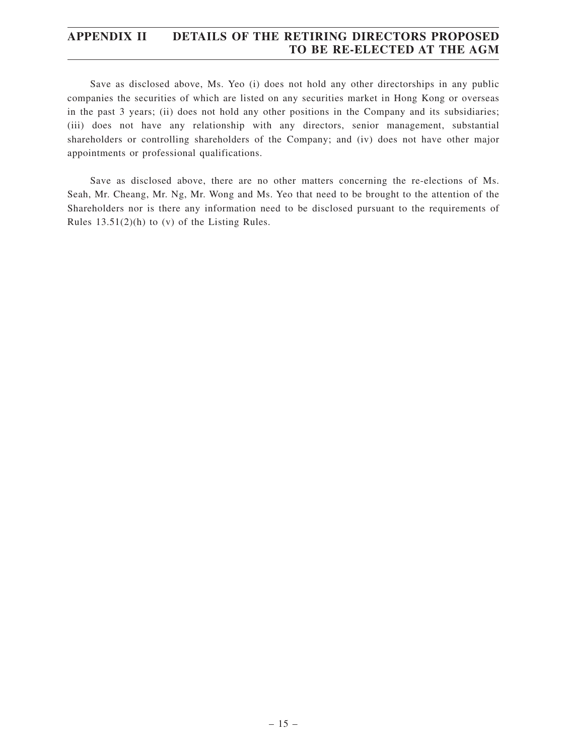Save as disclosed above, Ms. Yeo (i) does not hold any other directorships in any public companies the securities of which are listed on any securities market in Hong Kong or overseas in the past 3 years; (ii) does not hold any other positions in the Company and its subsidiaries; (iii) does not have any relationship with any directors, senior management, substantial shareholders or controlling shareholders of the Company; and (iv) does not have other major appointments or professional qualifications.

Save as disclosed above, there are no other matters concerning the re-elections of Ms. Seah, Mr. Cheang, Mr. Ng, Mr. Wong and Ms. Yeo that need to be brought to the attention of the Shareholders nor is there any information need to be disclosed pursuant to the requirements of Rules 13.51(2)(h) to (v) of the Listing Rules.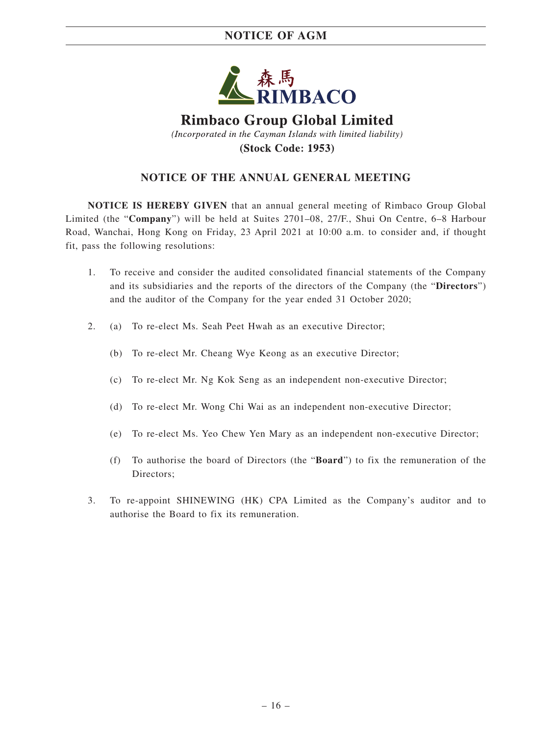森馬
RIMBACO

# Rimbaco Group Global Limited

*(Incorporated in the Cayman Islands with limited liability)*

**(Stock Code: 1953)**

## NOTICE OF THE ANNUAL GENERAL MEETING

**NOTICE IS HEREBY GIVEN** that an annual general meeting of Rimbaco Group Global Limited (the "**Company**") will be held at Suites 2701–08, 27/F., Shui On Centre, 6–8 Harbour Road, Wanchai, Hong Kong on Friday, 23 April 2021 at 10:00 a.m. to consider and, if thought fit, pass the following resolutions:

1. To receive and consider the audited consolidated financial statements of the Company and its subsidiaries and the reports of the directors of the Company (the "**Directors**") and the auditor of the Company for the year ended 31 October 2020;

2. (a) To re-elect Ms. Seah Peet Hwah as an executive Director;

   (b) To re-elect Mr. Cheang Wye Keong as an executive Director;

   (c) To re-elect Mr. Ng Kok Seng as an independent non-executive Director;

   (d) To re-elect Mr. Wong Chi Wai as an independent non-executive Director;

   (e) To re-elect Ms. Yeo Chew Yen Mary as an independent non-executive Director;

   (f) To authorise the board of Directors (the "**Board**") to fix the remuneration of the Directors;

3. To re-appoint SHINEWING (HK) CPA Limited as the Company's auditor and to authorise the Board to fix its remuneration.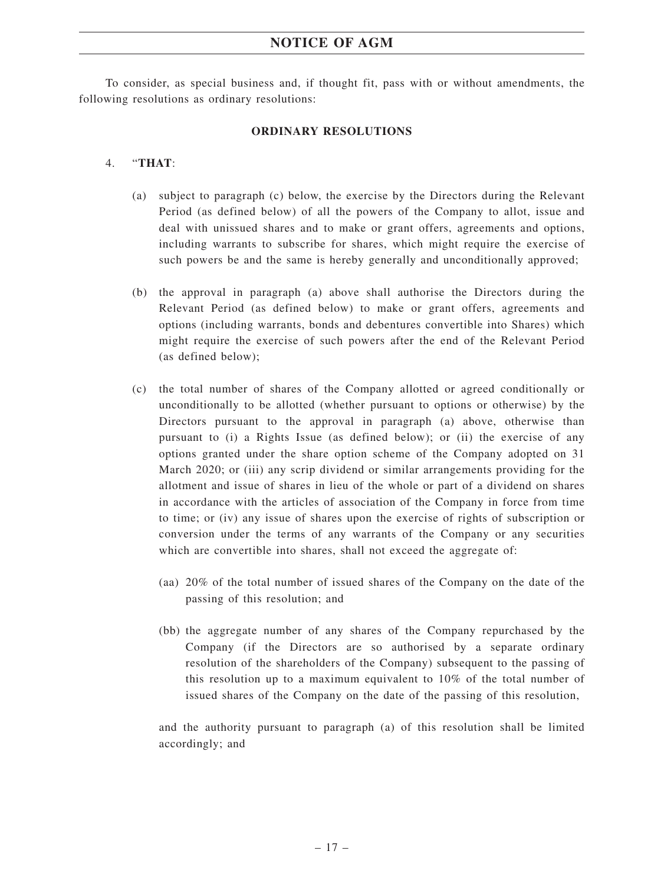To consider, as special business and, if thought fit, pass with or without amendments, the following resolutions as ordinary resolutions:

**ORDINARY RESOLUTIONS**

4. "**THAT**:

   (a) subject to paragraph (c) below, the exercise by the Directors during the Relevant Period (as defined below) of all the powers of the Company to allot, issue and deal with unissued shares and to make or grant offers, agreements and options, including warrants to subscribe for shares, which might require the exercise of such powers be and the same is hereby generally and unconditionally approved;

   (b) the approval in paragraph (a) above shall authorise the Directors during the Relevant Period (as defined below) to make or grant offers, agreements and options (including warrants, bonds and debentures convertible into Shares) which might require the exercise of such powers after the end of the Relevant Period (as defined below);

   (c) the total number of shares of the Company allotted or agreed conditionally or unconditionally to be allotted (whether pursuant to options or otherwise) by the Directors pursuant to the approval in paragraph (a) above, otherwise than pursuant to (i) a Rights Issue (as defined below); or (ii) the exercise of any options granted under the share option scheme of the Company adopted on 31 March 2020; or (iii) any scrip dividend or similar arrangements providing for the allotment and issue of shares in lieu of the whole or part of a dividend on shares in accordance with the articles of association of the Company in force from time to time; or (iv) any issue of shares upon the exercise of rights of subscription or conversion under the terms of any warrants of the Company or any securities which are convertible into shares, shall not exceed the aggregate of:

      (aa) 20% of the total number of issued shares of the Company on the date of the passing of this resolution; and

      (bb) the aggregate number of any shares of the Company repurchased by the Company (if the Directors are so authorised by a separate ordinary resolution of the shareholders of the Company) subsequent to the passing of this resolution up to a maximum equivalent to 10% of the total number of issued shares of the Company on the date of the passing of this resolution,

      and the authority pursuant to paragraph (a) of this resolution shall be limited accordingly; and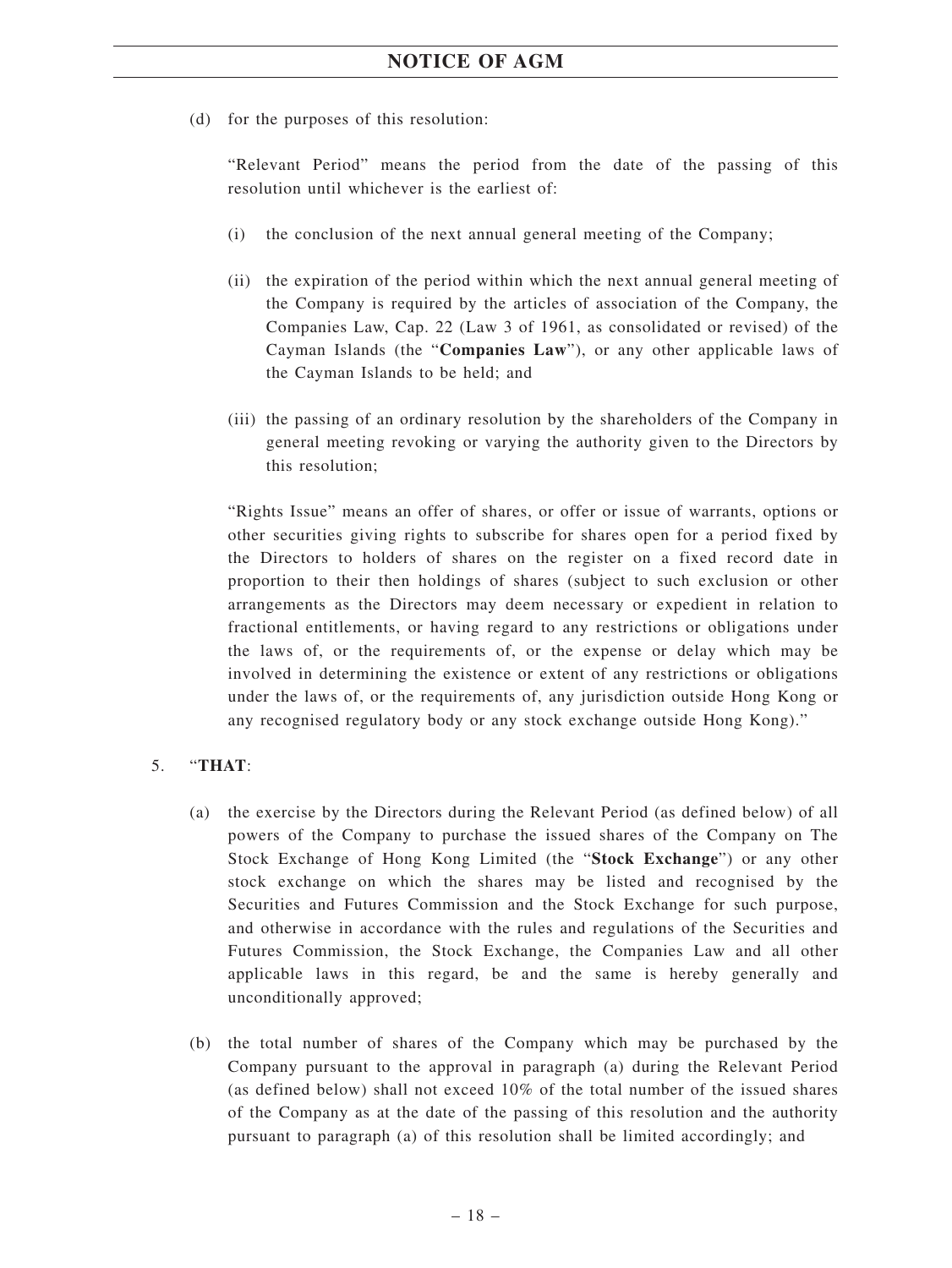(d) for the purposes of this resolution:

"Relevant Period" means the period from the date of the passing of this resolution until whichever is the earliest of:

(i) the conclusion of the next annual general meeting of the Company;

(ii) the expiration of the period within which the next annual general meeting of the Company is required by the articles of association of the Company, the Companies Law, Cap. 22 (Law 3 of 1961, as consolidated or revised) of the Cayman Islands (the "**Companies Law**"), or any other applicable laws of the Cayman Islands to be held; and

(iii) the passing of an ordinary resolution by the shareholders of the Company in general meeting revoking or varying the authority given to the Directors by this resolution;

"Rights Issue" means an offer of shares, or offer or issue of warrants, options or other securities giving rights to subscribe for shares open for a period fixed by the Directors to holders of shares on the register on a fixed record date in proportion to their then holdings of shares (subject to such exclusion or other arrangements as the Directors may deem necessary or expedient in relation to fractional entitlements, or having regard to any restrictions or obligations under the laws of, or the requirements of, or the expense or delay which may be involved in determining the existence or extent of any restrictions or obligations under the laws of, or the requirements of, any jurisdiction outside Hong Kong or any recognised regulatory body or any stock exchange outside Hong Kong)."

5. "**THAT**:

(a) the exercise by the Directors during the Relevant Period (as defined below) of all powers of the Company to purchase the issued shares of the Company on The Stock Exchange of Hong Kong Limited (the "**Stock Exchange**") or any other stock exchange on which the shares may be listed and recognised by the Securities and Futures Commission and the Stock Exchange for such purpose, and otherwise in accordance with the rules and regulations of the Securities and Futures Commission, the Stock Exchange, the Companies Law and all other applicable laws in this regard, be and the same is hereby generally and unconditionally approved;

(b) the total number of shares of the Company which may be purchased by the Company pursuant to the approval in paragraph (a) during the Relevant Period (as defined below) shall not exceed 10% of the total number of the issued shares of the Company as at the date of the passing of this resolution and the authority pursuant to paragraph (a) of this resolution shall be limited accordingly; and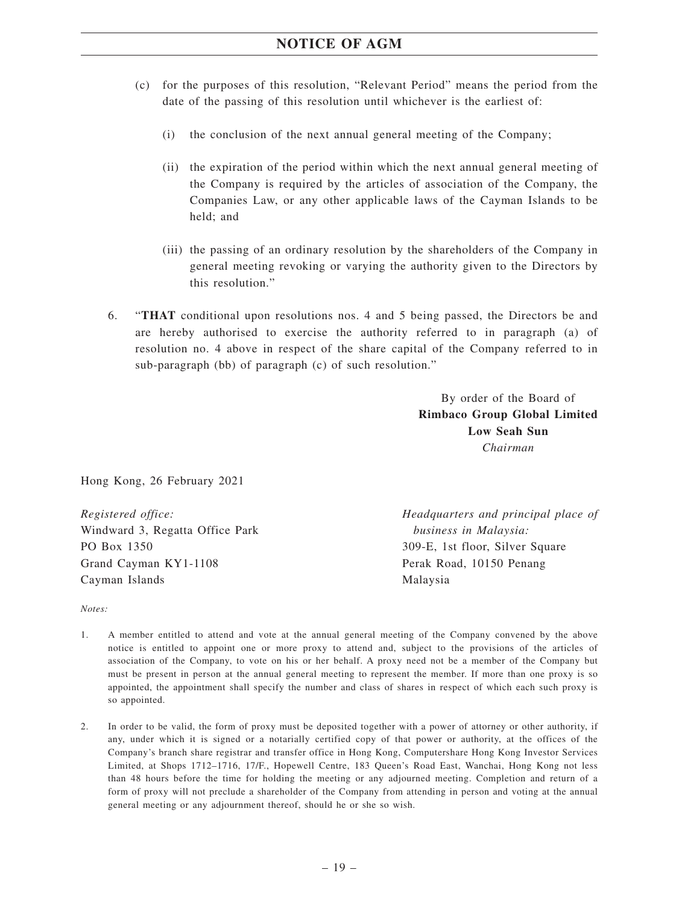(c) for the purposes of this resolution, "Relevant Period" means the period from the date of the passing of this resolution until whichever is the earliest of:

(i) the conclusion of the next annual general meeting of the Company;

(ii) the expiration of the period within which the next annual general meeting of the Company is required by the articles of association of the Company, the Companies Law, or any other applicable laws of the Cayman Islands to be held; and

(iii) the passing of an ordinary resolution by the shareholders of the Company in general meeting revoking or varying the authority given to the Directors by this resolution."

6. "**THAT** conditional upon resolutions nos. 4 and 5 being passed, the Directors be and are hereby authorised to exercise the authority referred to in paragraph (a) of resolution no. 4 above in respect of the share capital of the Company referred to in sub-paragraph (bb) of paragraph (c) of such resolution."

By order of the Board of
**Rimbaco Group Global Limited**
**Low Seah Sun**
*Chairman*

Hong Kong, 26 February 2021

*Registered office:*
Windward 3, Regatta Office Park
PO Box 1350
Grand Cayman KY1-1108
Cayman Islands

*Headquarters and principal place of business in Malaysia:*
309-E, 1st floor, Silver Square
Perak Road, 10150 Penang
Malaysia

*Notes:*

1. A member entitled to attend and vote at the annual general meeting of the Company convened by the above notice is entitled to appoint one or more proxy to attend and, subject to the provisions of the articles of association of the Company, to vote on his or her behalf. A proxy need not be a member of the Company but must be present in person at the annual general meeting to represent the member. If more than one proxy is so appointed, the appointment shall specify the number and class of shares in respect of which each such proxy is so appointed.

2. In order to be valid, the form of proxy must be deposited together with a power of attorney or other authority, if any, under which it is signed or a notarially certified copy of that power or authority, at the offices of the Company's branch share registrar and transfer office in Hong Kong, Computershare Hong Kong Investor Services Limited, at Shops 1712–1716, 17/F., Hopewell Centre, 183 Queen's Road East, Wanchai, Hong Kong not less than 48 hours before the time for holding the meeting or any adjourned meeting. Completion and return of a form of proxy will not preclude a shareholder of the Company from attending in person and voting at the annual general meeting or any adjournment thereof, should he or she so wish.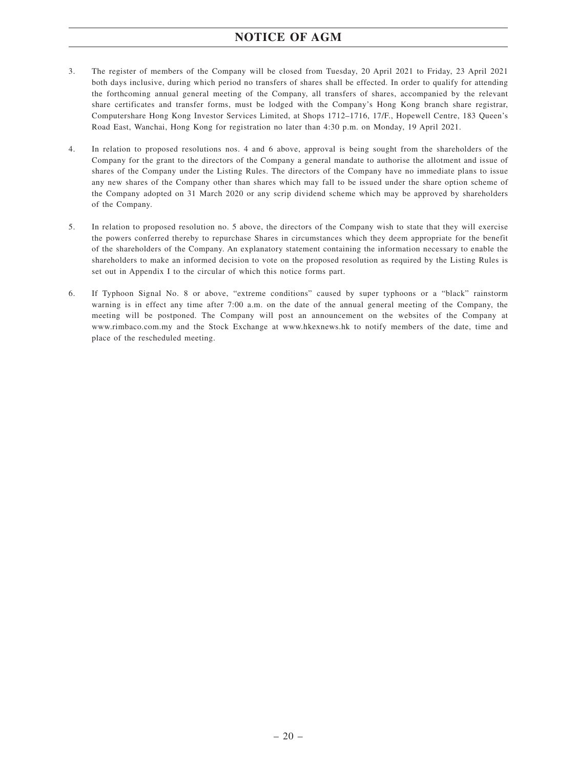3. The register of members of the Company will be closed from Tuesday, 20 April 2021 to Friday, 23 April 2021 both days inclusive, during which period no transfers of shares shall be effected. In order to qualify for attending the forthcoming annual general meeting of the Company, all transfers of shares, accompanied by the relevant share certificates and transfer forms, must be lodged with the Company's Hong Kong branch share registrar, Computershare Hong Kong Investor Services Limited, at Shops 1712–1716, 17/F., Hopewell Centre, 183 Queen's Road East, Wanchai, Hong Kong for registration no later than 4:30 p.m. on Monday, 19 April 2021.

4. In relation to proposed resolutions nos. 4 and 6 above, approval is being sought from the shareholders of the Company for the grant to the directors of the Company a general mandate to authorise the allotment and issue of shares of the Company under the Listing Rules. The directors of the Company have no immediate plans to issue any new shares of the Company other than shares which may fall to be issued under the share option scheme of the Company adopted on 31 March 2020 or any scrip dividend scheme which may be approved by shareholders of the Company.

5. In relation to proposed resolution no. 5 above, the directors of the Company wish to state that they will exercise the powers conferred thereby to repurchase Shares in circumstances which they deem appropriate for the benefit of the shareholders of the Company. An explanatory statement containing the information necessary to enable the shareholders to make an informed decision to vote on the proposed resolution as required by the Listing Rules is set out in Appendix I to the circular of which this notice forms part.

6. If Typhoon Signal No. 8 or above, "extreme conditions" caused by super typhoons or a "black" rainstorm warning is in effect any time after 7:00 a.m. on the date of the annual general meeting of the Company, the meeting will be postponed. The Company will post an announcement on the websites of the Company at www.rimbaco.com.my and the Stock Exchange at www.hkexnews.hk to notify members of the date, time and place of the rescheduled meeting.